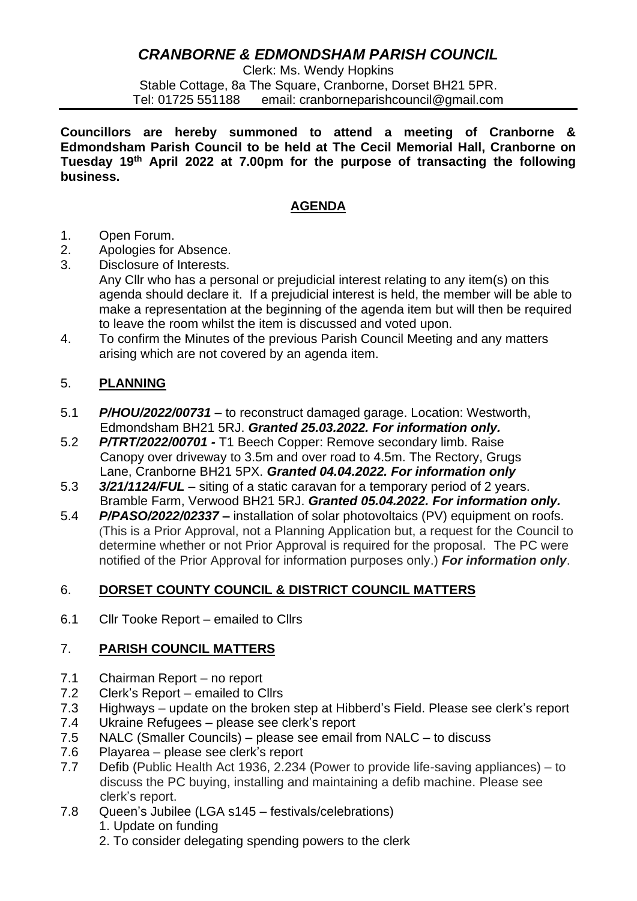# *CRANBORNE & EDMONDSHAM PARISH COUNCIL*

Clerk: Ms. Wendy Hopkins
Stable Cottage, 8a The Square, Cranborne, Dorset BH21 5PR.
Tel: 01725 551188 email: cranborneparishcouncil@gmail.com

**Councillors are hereby summoned to attend a meeting of Cranborne & Edmondsham Parish Council to be held at The Cecil Memorial Hall, Cranborne on Tuesday 19th April 2022 at 7.00pm for the purpose of transacting the following business.**

## AGENDA

1. Open Forum.
2. Apologies for Absence.
3. Disclosure of Interests.
   Any Cllr who has a personal or prejudicial interest relating to any item(s) on this agenda should declare it. If a prejudicial interest is held, the member will be able to make a representation at the beginning of the agenda item but will then be required to leave the room whilst the item is discussed and voted upon.
4. To confirm the Minutes of the previous Parish Council Meeting and any matters arising which are not covered by an agenda item.

## 5. PLANNING

5.1 ***P/HOU/2022/00731*** – to reconstruct damaged garage. Location: Westworth, Edmondsham BH21 5RJ. ***Granted 25.03.2022. For information only.***

5.2 ***P/TRT/2022/00701 -*** T1 Beech Copper: Remove secondary limb. Raise Canopy over driveway to 3.5m and over road to 4.5m. The Rectory, Grugs Lane, Cranborne BH21 5PX. ***Granted 04.04.2022. For information only***

5.3 ***3/21/1124/FUL*** – siting of a static caravan for a temporary period of 2 years. Bramble Farm, Verwood BH21 5RJ. ***Granted 05.04.2022. For information only.***

5.4 ***P/PASO/2022/02337 –*** installation of solar photovoltaics (PV) equipment on roofs. (This is a Prior Approval, not a Planning Application but, a request for the Council to determine whether or not Prior Approval is required for the proposal. The PC were notified of the Prior Approval for information purposes only.) ***For information only***.

## 6. DORSET COUNTY COUNCIL & DISTRICT COUNCIL MATTERS

6.1 Cllr Tooke Report – emailed to Cllrs

## 7. PARISH COUNCIL MATTERS

7.1 Chairman Report – no report

7.2 Clerk's Report – emailed to Cllrs

7.3 Highways – update on the broken step at Hibberd's Field. Please see clerk's report

7.4 Ukraine Refugees – please see clerk's report

7.5 NALC (Smaller Councils) – please see email from NALC – to discuss

7.6 Playarea – please see clerk's report

7.7 Defib (Public Health Act 1936, 2.234 (Power to provide life-saving appliances) – to discuss the PC buying, installing and maintaining a defib machine. Please see clerk's report.

7.8 Queen's Jubilee (LGA s145 – festivals/celebrations)
   1. Update on funding
   2. To consider delegating spending powers to the clerk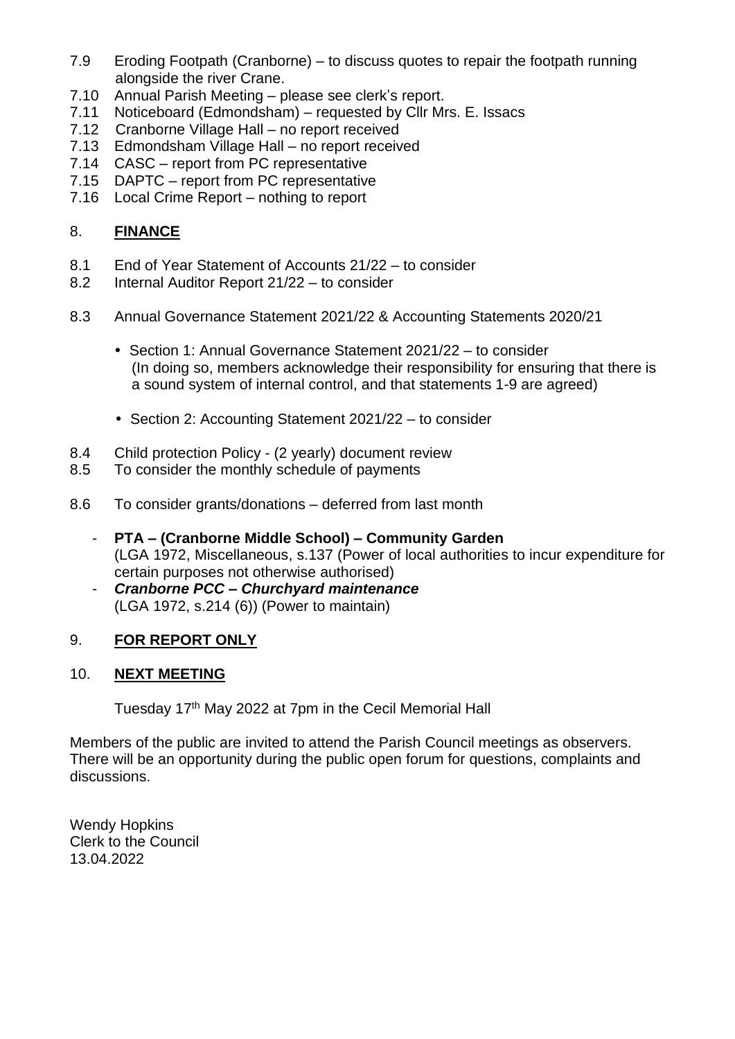7.9 Eroding Footpath (Cranborne) – to discuss quotes to repair the footpath running alongside the river Crane.
7.10 Annual Parish Meeting – please see clerk's report.
7.11 Noticeboard (Edmondsham) – requested by Cllr Mrs. E. Issacs
7.12 Cranborne Village Hall – no report received
7.13 Edmondsham Village Hall – no report received
7.14 CASC – report from PC representative
7.15 DAPTC – report from PC representative
7.16 Local Crime Report – nothing to report

## 8. **FINANCE**

8.1 End of Year Statement of Accounts 21/22 – to consider
8.2 Internal Auditor Report 21/22 – to consider

8.3 Annual Governance Statement 2021/22 & Accounting Statements 2020/21

- Section 1: Annual Governance Statement 2021/22 – to consider (In doing so, members acknowledge their responsibility for ensuring that there is a sound system of internal control, and that statements 1-9 are agreed)
- Section 2: Accounting Statement 2021/22 – to consider

8.4 Child protection Policy - (2 yearly) document review
8.5 To consider the monthly schedule of payments

8.6 To consider grants/donations – deferred from last month

- **PTA – (Cranborne Middle School) – Community Garden** (LGA 1972, Miscellaneous, s.137 (Power of local authorities to incur expenditure for certain purposes not otherwise authorised)
- ***Cranborne PCC – Churchyard maintenance*** (LGA 1972, s.214 (6)) (Power to maintain)

## 9. **FOR REPORT ONLY**

## 10. **NEXT MEETING**

Tuesday 17th May 2022 at 7pm in the Cecil Memorial Hall

Members of the public are invited to attend the Parish Council meetings as observers. There will be an opportunity during the public open forum for questions, complaints and discussions.

Wendy Hopkins
Clerk to the Council
13.04.2022